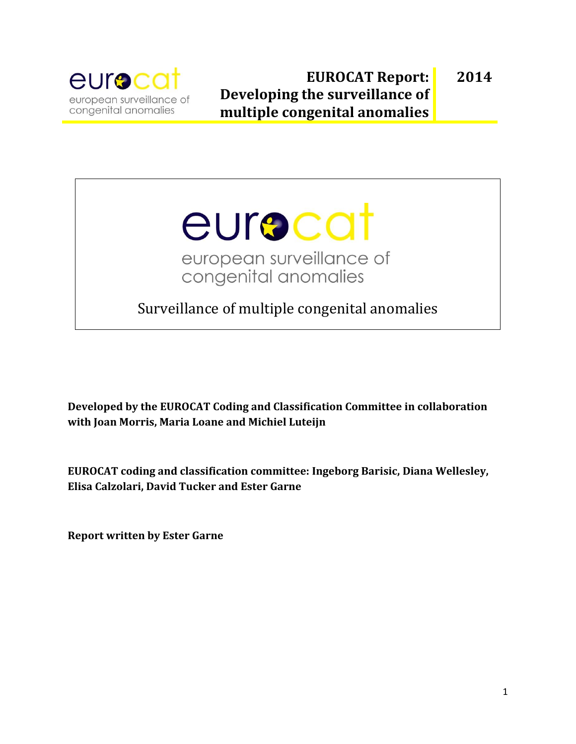eurocat

european surveillance of congenital anomalies

# EUROCAT Report: Developing the surveillance of multiple congenital anomalies

2014

eurocat

european surveillance of congenital anomalies

Surveillance of multiple congenital anomalies

**Developed by the EUROCAT Coding and Classification Committee in collaboration with Joan Morris, Maria Loane and Michiel Luteijn**

**EUROCAT coding and classification committee: Ingeborg Barisic, Diana Wellesley, Elisa Calzolari, David Tucker and Ester Garne**

**Report written by Ester Garne**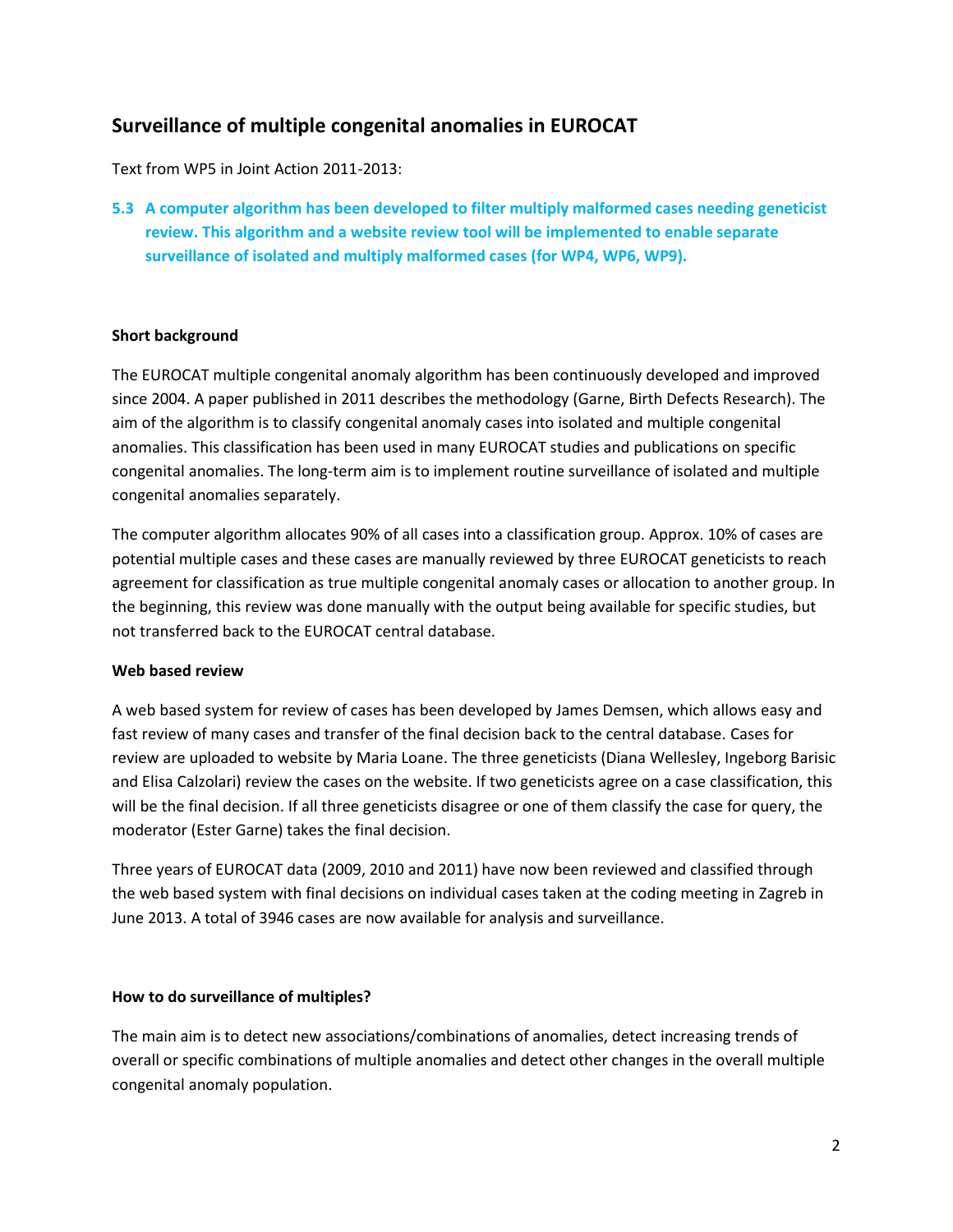## Surveillance of multiple congenital anomalies in EUROCAT

Text from WP5 in Joint Action 2011-2013:

**5.3 A computer algorithm has been developed to filter multiply malformed cases needing geneticist review. This algorithm and a website review tool will be implemented to enable separate surveillance of isolated and multiply malformed cases (for WP4, WP6, WP9).**

### Short background

The EUROCAT multiple congenital anomaly algorithm has been continuously developed and improved since 2004. A paper published in 2011 describes the methodology (Garne, Birth Defects Research). The aim of the algorithm is to classify congenital anomaly cases into isolated and multiple congenital anomalies. This classification has been used in many EUROCAT studies and publications on specific congenital anomalies. The long-term aim is to implement routine surveillance of isolated and multiple congenital anomalies separately.

The computer algorithm allocates 90% of all cases into a classification group. Approx. 10% of cases are potential multiple cases and these cases are manually reviewed by three EUROCAT geneticists to reach agreement for classification as true multiple congenital anomaly cases or allocation to another group. In the beginning, this review was done manually with the output being available for specific studies, but not transferred back to the EUROCAT central database.

### Web based review

A web based system for review of cases has been developed by James Demsen, which allows easy and fast review of many cases and transfer of the final decision back to the central database. Cases for review are uploaded to website by Maria Loane. The three geneticists (Diana Wellesley, Ingeborg Barisic and Elisa Calzolari) review the cases on the website. If two geneticists agree on a case classification, this will be the final decision. If all three geneticists disagree or one of them classify the case for query, the moderator (Ester Garne) takes the final decision.

Three years of EUROCAT data (2009, 2010 and 2011) have now been reviewed and classified through the web based system with final decisions on individual cases taken at the coding meeting in Zagreb in June 2013. A total of 3946 cases are now available for analysis and surveillance.

### How to do surveillance of multiples?

The main aim is to detect new associations/combinations of anomalies, detect increasing trends of overall or specific combinations of multiple anomalies and detect other changes in the overall multiple congenital anomaly population.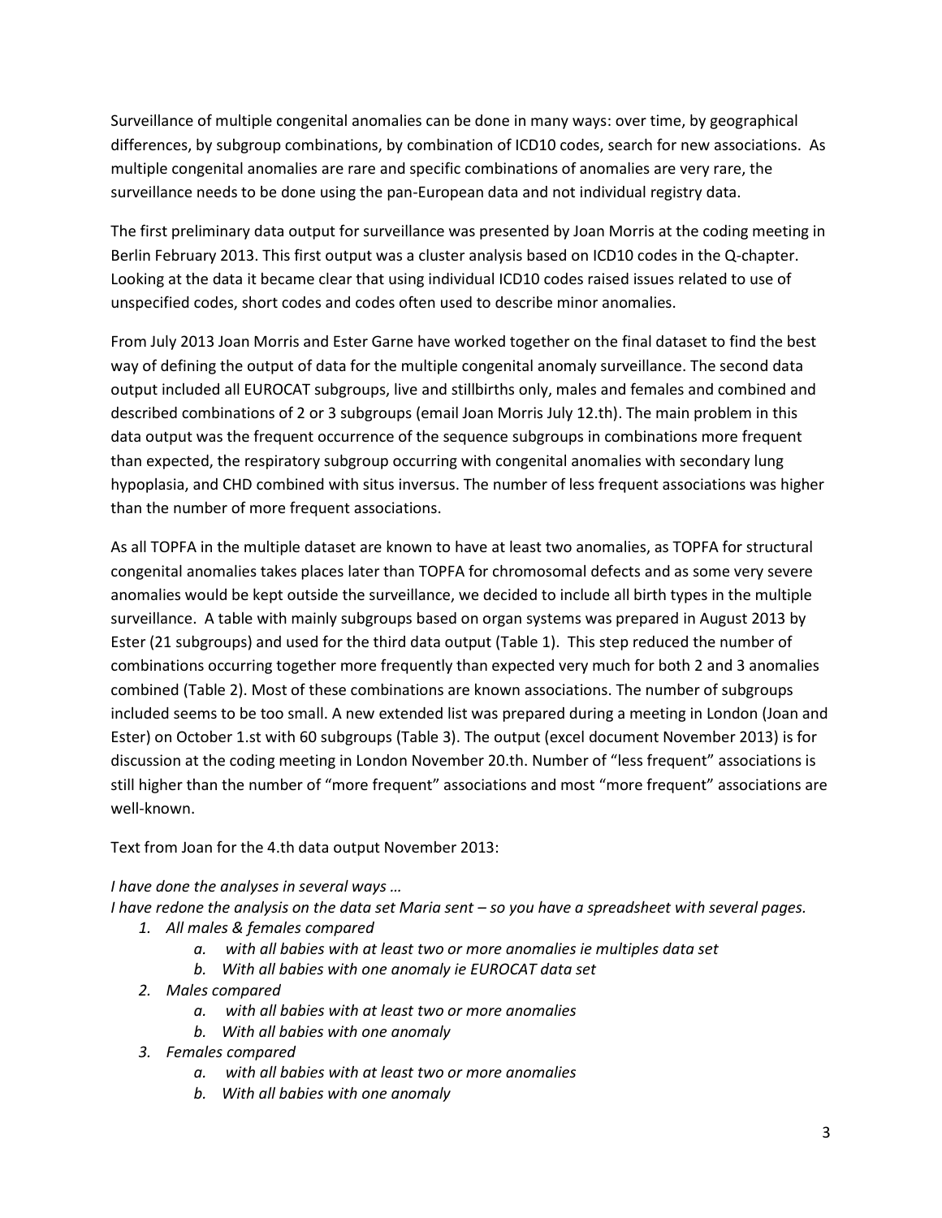Surveillance of multiple congenital anomalies can be done in many ways: over time, by geographical differences, by subgroup combinations, by combination of ICD10 codes, search for new associations. As multiple congenital anomalies are rare and specific combinations of anomalies are very rare, the surveillance needs to be done using the pan-European data and not individual registry data.

The first preliminary data output for surveillance was presented by Joan Morris at the coding meeting in Berlin February 2013. This first output was a cluster analysis based on ICD10 codes in the Q-chapter. Looking at the data it became clear that using individual ICD10 codes raised issues related to use of unspecified codes, short codes and codes often used to describe minor anomalies.

From July 2013 Joan Morris and Ester Garne have worked together on the final dataset to find the best way of defining the output of data for the multiple congenital anomaly surveillance. The second data output included all EUROCAT subgroups, live and stillbirths only, males and females and combined and described combinations of 2 or 3 subgroups (email Joan Morris July 12.th). The main problem in this data output was the frequent occurrence of the sequence subgroups in combinations more frequent than expected, the respiratory subgroup occurring with congenital anomalies with secondary lung hypoplasia, and CHD combined with situs inversus. The number of less frequent associations was higher than the number of more frequent associations.

As all TOPFA in the multiple dataset are known to have at least two anomalies, as TOPFA for structural congenital anomalies takes places later than TOPFA for chromosomal defects and as some very severe anomalies would be kept outside the surveillance, we decided to include all birth types in the multiple surveillance. A table with mainly subgroups based on organ systems was prepared in August 2013 by Ester (21 subgroups) and used for the third data output (Table 1). This step reduced the number of combinations occurring together more frequently than expected very much for both 2 and 3 anomalies combined (Table 2). Most of these combinations are known associations. The number of subgroups included seems to be too small. A new extended list was prepared during a meeting in London (Joan and Ester) on October 1.st with 60 subgroups (Table 3). The output (excel document November 2013) is for discussion at the coding meeting in London November 20.th. Number of "less frequent" associations is still higher than the number of "more frequent" associations and most "more frequent" associations are well-known.

Text from Joan for the 4.th data output November 2013:

*I have done the analyses in several ways …*
*I have redone the analysis on the data set Maria sent – so you have a spreadsheet with several pages.*

1. *All males & females compared*
    a. *with all babies with at least two or more anomalies ie multiples data set*
    b. *With all babies with one anomaly ie EUROCAT data set*
2. *Males compared*
    a. *with all babies with at least two or more anomalies*
    b. *With all babies with one anomaly*
3. *Females compared*
    a. *with all babies with at least two or more anomalies*
    b. *With all babies with one anomaly*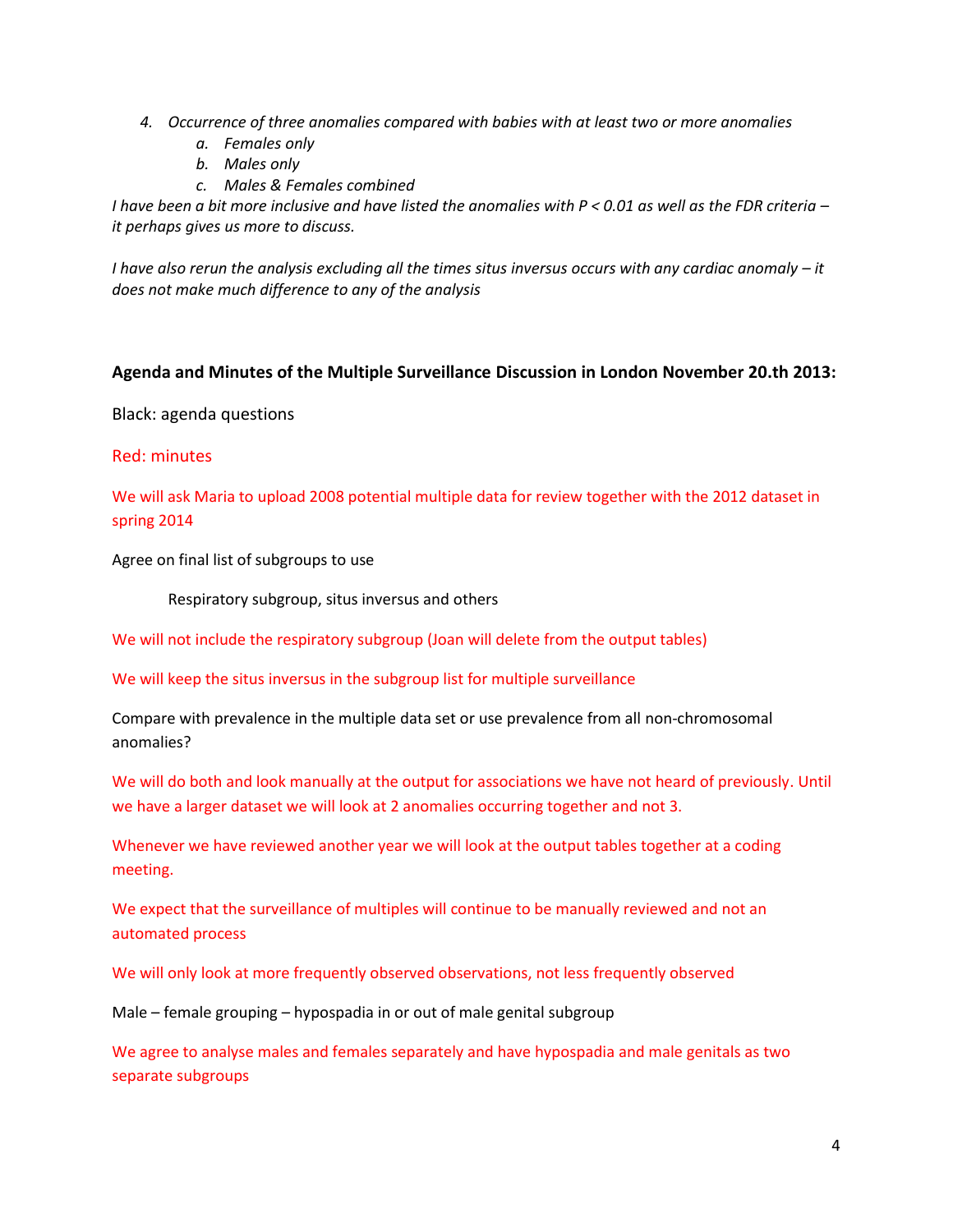4. *Occurrence of three anomalies compared with babies with at least two or more anomalies*
    a. *Females only*
    b. *Males only*
    c. *Males & Females combined*

*I have been a bit more inclusive and have listed the anomalies with P < 0.01 as well as the FDR criteria – it perhaps gives us more to discuss.*

*I have also rerun the analysis excluding all the times situs inversus occurs with any cardiac anomaly – it does not make much difference to any of the analysis*

**Agenda and Minutes of the Multiple Surveillance Discussion in London November 20.th 2013:**

Black: agenda questions

Red: minutes

We will ask Maria to upload 2008 potential multiple data for review together with the 2012 dataset in spring 2014

Agree on final list of subgroups to use

Respiratory subgroup, situs inversus and others

We will not include the respiratory subgroup (Joan will delete from the output tables)

We will keep the situs inversus in the subgroup list for multiple surveillance

Compare with prevalence in the multiple data set or use prevalence from all non-chromosomal anomalies?

We will do both and look manually at the output for associations we have not heard of previously. Until we have a larger dataset we will look at 2 anomalies occurring together and not 3.

Whenever we have reviewed another year we will look at the output tables together at a coding meeting.

We expect that the surveillance of multiples will continue to be manually reviewed and not an automated process

We will only look at more frequently observed observations, not less frequently observed

Male – female grouping – hypospadia in or out of male genital subgroup

We agree to analyse males and females separately and have hypospadia and male genitals as two separate subgroups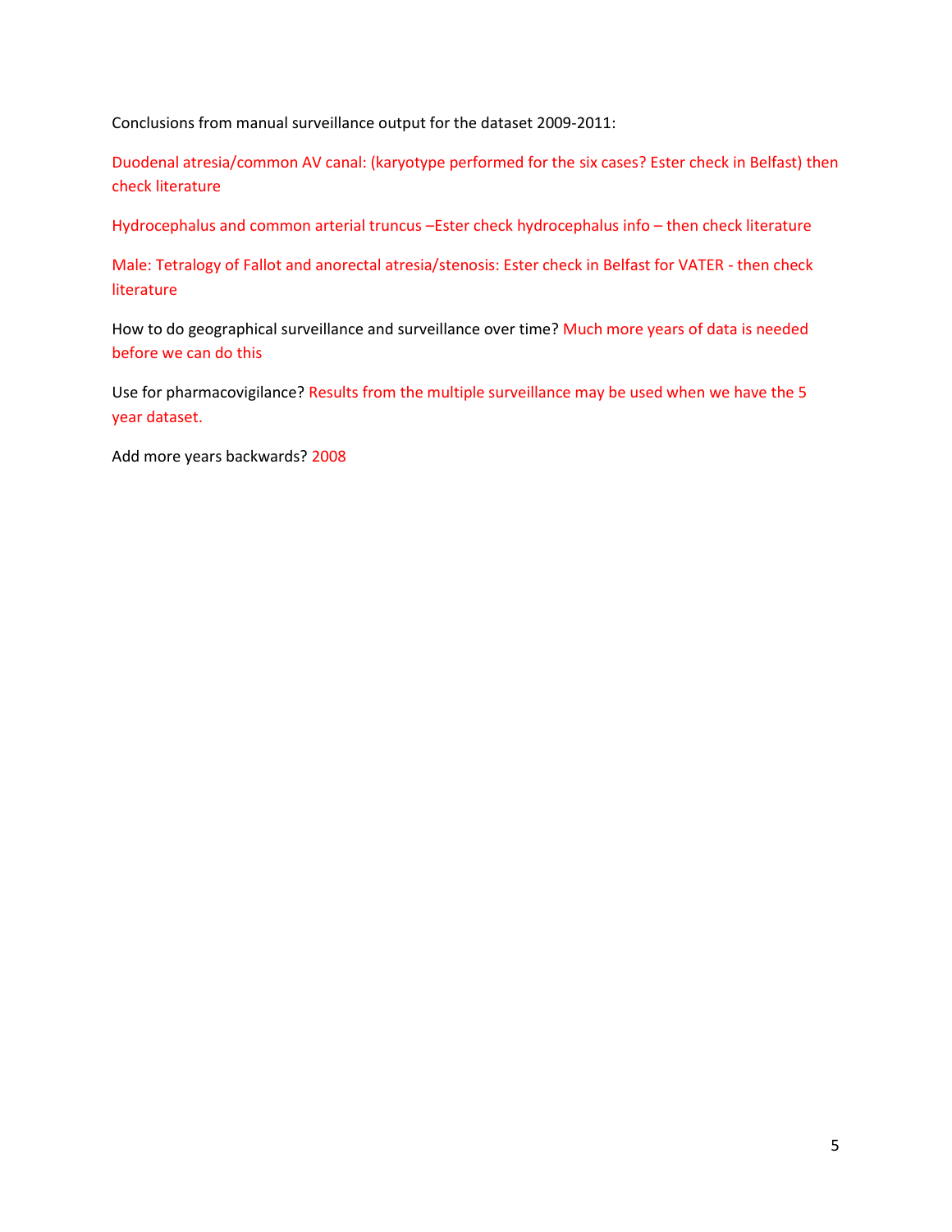Conclusions from manual surveillance output for the dataset 2009-2011:

Duodenal atresia/common AV canal: (karyotype performed for the six cases? Ester check in Belfast) then check literature

Hydrocephalus and common arterial truncus –Ester check hydrocephalus info – then check literature

Male: Tetralogy of Fallot and anorectal atresia/stenosis: Ester check in Belfast for VATER - then check literature

How to do geographical surveillance and surveillance over time? Much more years of data is needed before we can do this

Use for pharmacovigilance? Results from the multiple surveillance may be used when we have the 5 year dataset.

Add more years backwards? 2008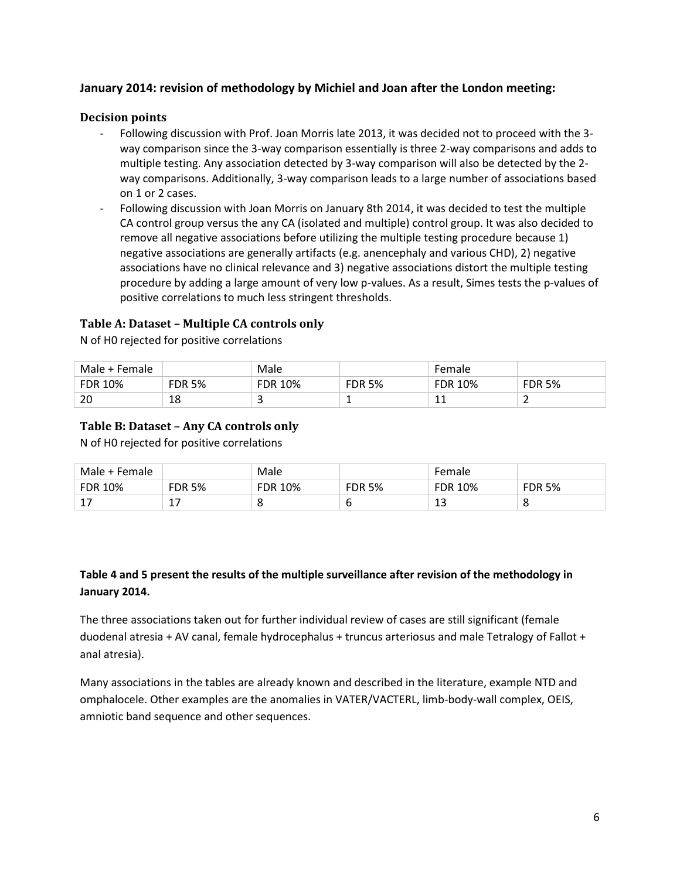**January 2014: revision of methodology by Michiel and Joan after the London meeting:**

### Decision points

- Following discussion with Prof. Joan Morris late 2013, it was decided not to proceed with the 3-way comparison since the 3-way comparison essentially is three 2-way comparisons and adds to multiple testing. Any association detected by 3-way comparison will also be detected by the 2-way comparisons. Additionally, 3-way comparison leads to a large number of associations based on 1 or 2 cases.
- Following discussion with Joan Morris on January 8th 2014, it was decided to test the multiple CA control group versus the any CA (isolated and multiple) control group. It was also decided to remove all negative associations before utilizing the multiple testing procedure because 1) negative associations are generally artifacts (e.g. anencephaly and various CHD), 2) negative associations have no clinical relevance and 3) negative associations distort the multiple testing procedure by adding a large amount of very low p-values. As a result, Simes tests the p-values of positive correlations to much less stringent thresholds.

### Table A: Dataset – Multiple CA controls only

N of H0 rejected for positive correlations

| Male + Female | | Male | | Female | |
|---|---|---|---|---|---|
| FDR 10% | FDR 5% | FDR 10% | FDR 5% | FDR 10% | FDR 5% |
| 20 | 18 | 3 | 1 | 11 | 2 |

### Table B: Dataset – Any CA controls only

N of H0 rejected for positive correlations

| Male + Female | | Male | | Female | |
|---|---|---|---|---|---|
| FDR 10% | FDR 5% | FDR 10% | FDR 5% | FDR 10% | FDR 5% |
| 17 | 17 | 8 | 6 | 13 | 8 |

**Table 4 and 5 present the results of the multiple surveillance after revision of the methodology in January 2014.**

The three associations taken out for further individual review of cases are still significant (female duodenal atresia + AV canal, female hydrocephalus + truncus arteriosus and male Tetralogy of Fallot + anal atresia).

Many associations in the tables are already known and described in the literature, example NTD and omphalocele. Other examples are the anomalies in VATER/VACTERL, limb-body-wall complex, OEIS, amniotic band sequence and other sequences.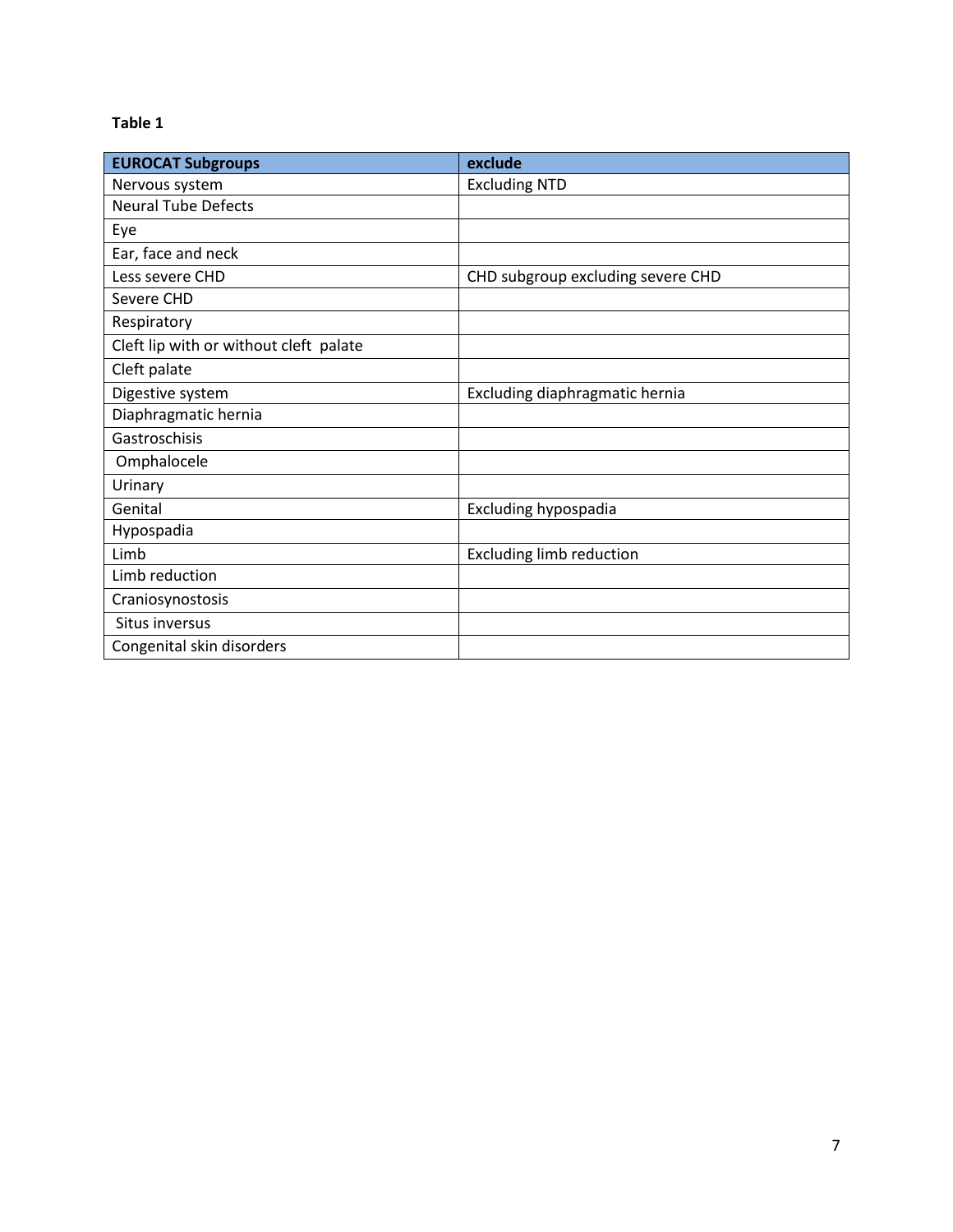**Table 1**

| EUROCAT Subgroups | exclude |
|---|---|
| Nervous system | Excluding NTD |
| Neural Tube Defects | |
| Eye | |
| Ear, face and neck | |
| Less severe CHD | CHD subgroup excluding severe CHD |
| Severe CHD | |
| Respiratory | |
| Cleft lip with or without cleft palate | |
| Cleft palate | |
| Digestive system | Excluding diaphragmatic hernia |
| Diaphragmatic hernia | |
| Gastroschisis | |
| Omphalocele | |
| Urinary | |
| Genital | Excluding hypospadia |
| Hypospadia | |
| Limb | Excluding limb reduction |
| Limb reduction | |
| Craniosynostosis | |
| Situs inversus | |
| Congenital skin disorders | |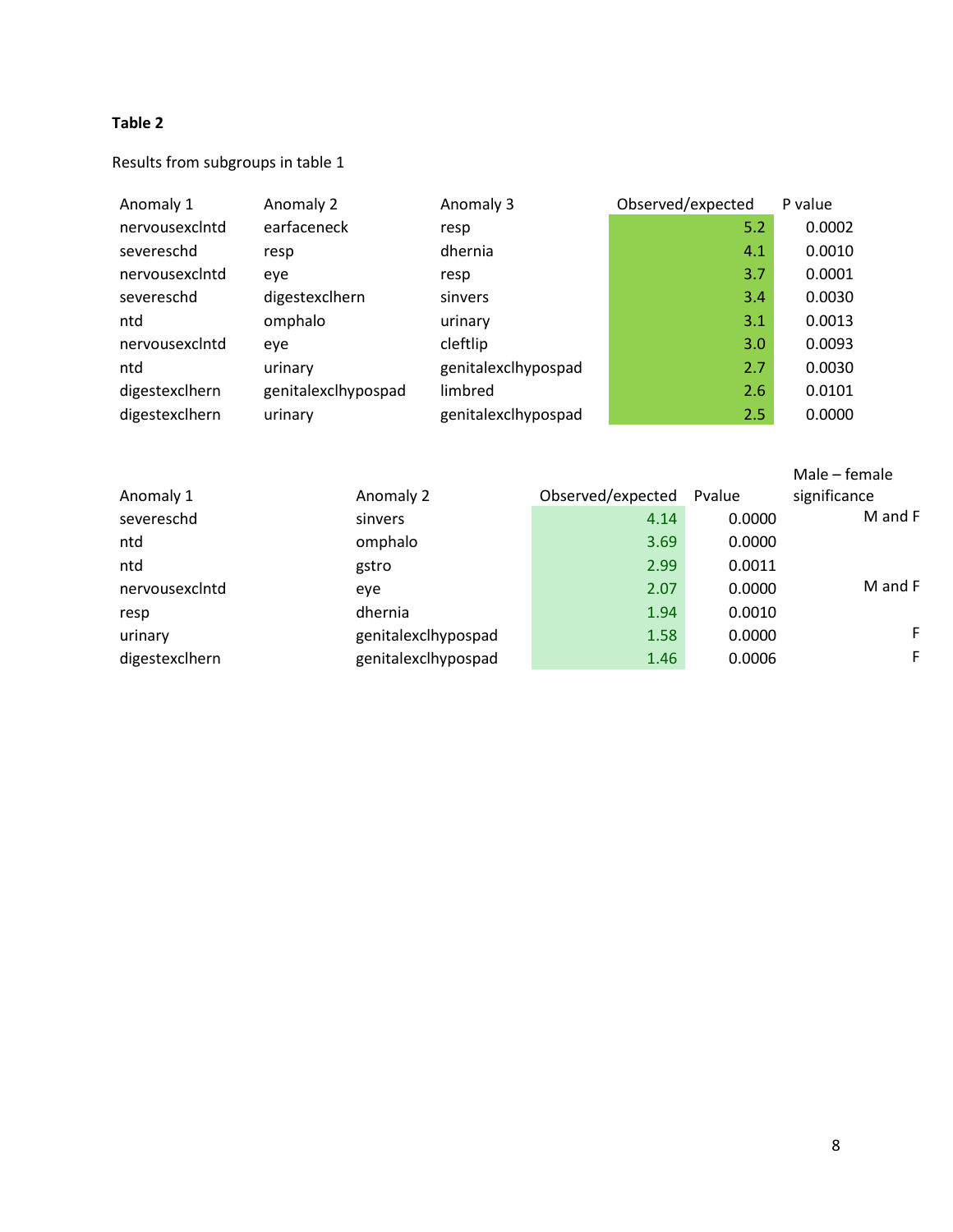**Table 2**

Results from subgroups in table 1

| Anomaly 1 | Anomaly 2 | Anomaly 3 | Observed/expected | P value |
|---|---|---|---|---|
| nervousexclntd | earfaceneck | resp | 5.2 | 0.0002 |
| severeschd | resp | dhernia | 4.1 | 0.0010 |
| nervousexclntd | eye | resp | 3.7 | 0.0001 |
| severeschd | digestexclhern | sinvers | 3.4 | 0.0030 |
| ntd | omphalo | urinary | 3.1 | 0.0013 |
| nervousexclntd | eye | cleftlip | 3.0 | 0.0093 |
| ntd | urinary | genitalexclhypospad | 2.7 | 0.0030 |
| digestexclhern | genitalexclhypospad | limbred | 2.6 | 0.0101 |
| digestexclhern | urinary | genitalexclhypospad | 2.5 | 0.0000 |

| Anomaly 1 | Anomaly 2 | Observed/expected | Pvalue | Male – female significance |
|---|---|---|---|---|
| severeschd | sinvers | 4.14 | 0.0000 | M and F |
| ntd | omphalo | 3.69 | 0.0000 | |
| ntd | gstro | 2.99 | 0.0011 | |
| nervousexclntd | eye | 2.07 | 0.0000 | M and F |
| resp | dhernia | 1.94 | 0.0010 | |
| urinary | genitalexclhypospad | 1.58 | 0.0000 | F |
| digestexclhern | genitalexclhypospad | 1.46 | 0.0006 | F |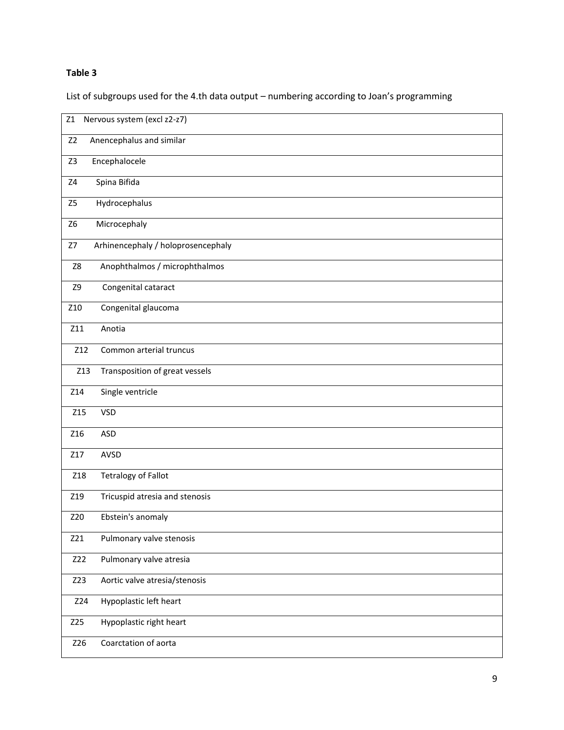**Table 3**

List of subgroups used for the 4.th data output – numbering according to Joan's programming

| Code | Subgroup |
|---|---|
| Z1 | Nervous system (excl z2-z7) |
| Z2 | Anencephalus and similar |
| Z3 | Encephalocele |
| Z4 | Spina Bifida |
| Z5 | Hydrocephalus |
| Z6 | Microcephaly |
| Z7 | Arhinencephaly / holoprosencephaly |
| Z8 | Anophthalmos / microphthalmos |
| Z9 | Congenital cataract |
| Z10 | Congenital glaucoma |
| Z11 | Anotia |
| Z12 | Common arterial truncus |
| Z13 | Transposition of great vessels |
| Z14 | Single ventricle |
| Z15 | VSD |
| Z16 | ASD |
| Z17 | AVSD |
| Z18 | Tetralogy of Fallot |
| Z19 | Tricuspid atresia and stenosis |
| Z20 | Ebstein's anomaly |
| Z21 | Pulmonary valve stenosis |
| Z22 | Pulmonary valve atresia |
| Z23 | Aortic valve atresia/stenosis |
| Z24 | Hypoplastic left heart |
| Z25 | Hypoplastic right heart |
| Z26 | Coarctation of aorta |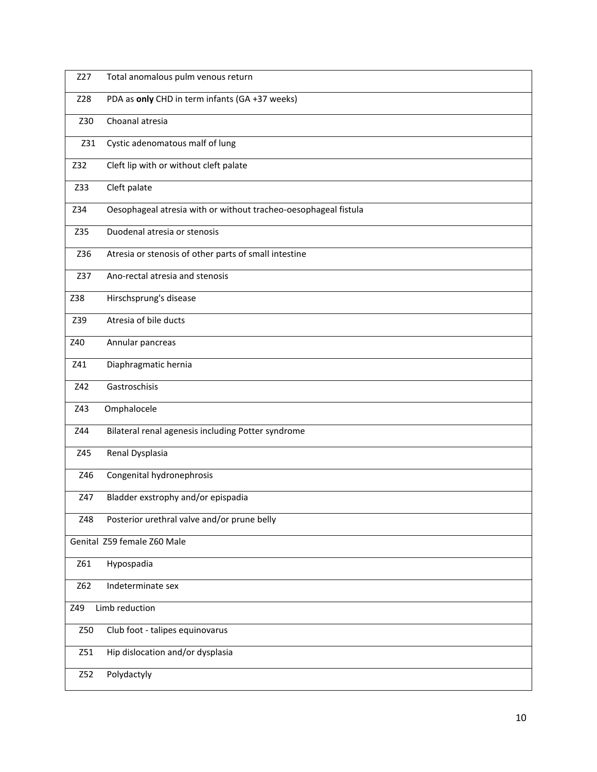| | |
|---|---|
| Z27 | Total anomalous pulm venous return |
| Z28 | PDA as **only** CHD in term infants (GA +37 weeks) |
| Z30 | Choanal atresia |
| Z31 | Cystic adenomatous malf of lung |
| Z32 | Cleft lip with or without cleft palate |
| Z33 | Cleft palate |
| Z34 | Oesophageal atresia with or without tracheo-oesophageal fistula |
| Z35 | Duodenal atresia or stenosis |
| Z36 | Atresia or stenosis of other parts of small intestine |
| Z37 | Ano-rectal atresia and stenosis |
| Z38 | Hirschsprung's disease |
| Z39 | Atresia of bile ducts |
| Z40 | Annular pancreas |
| Z41 | Diaphragmatic hernia |
| Z42 | Gastroschisis |
| Z43 | Omphalocele |
| Z44 | Bilateral renal agenesis including Potter syndrome |
| Z45 | Renal Dysplasia |
| Z46 | Congenital hydronephrosis |
| Z47 | Bladder exstrophy and/or epispadia |
| Z48 | Posterior urethral valve and/or prune belly |
| Genital Z59 female Z60 Male | |
| Z61 | Hypospadia |
| Z62 | Indeterminate sex |
| Z49 | Limb reduction |
| Z50 | Club foot - talipes equinovarus |
| Z51 | Hip dislocation and/or dysplasia |
| Z52 | Polydactyly |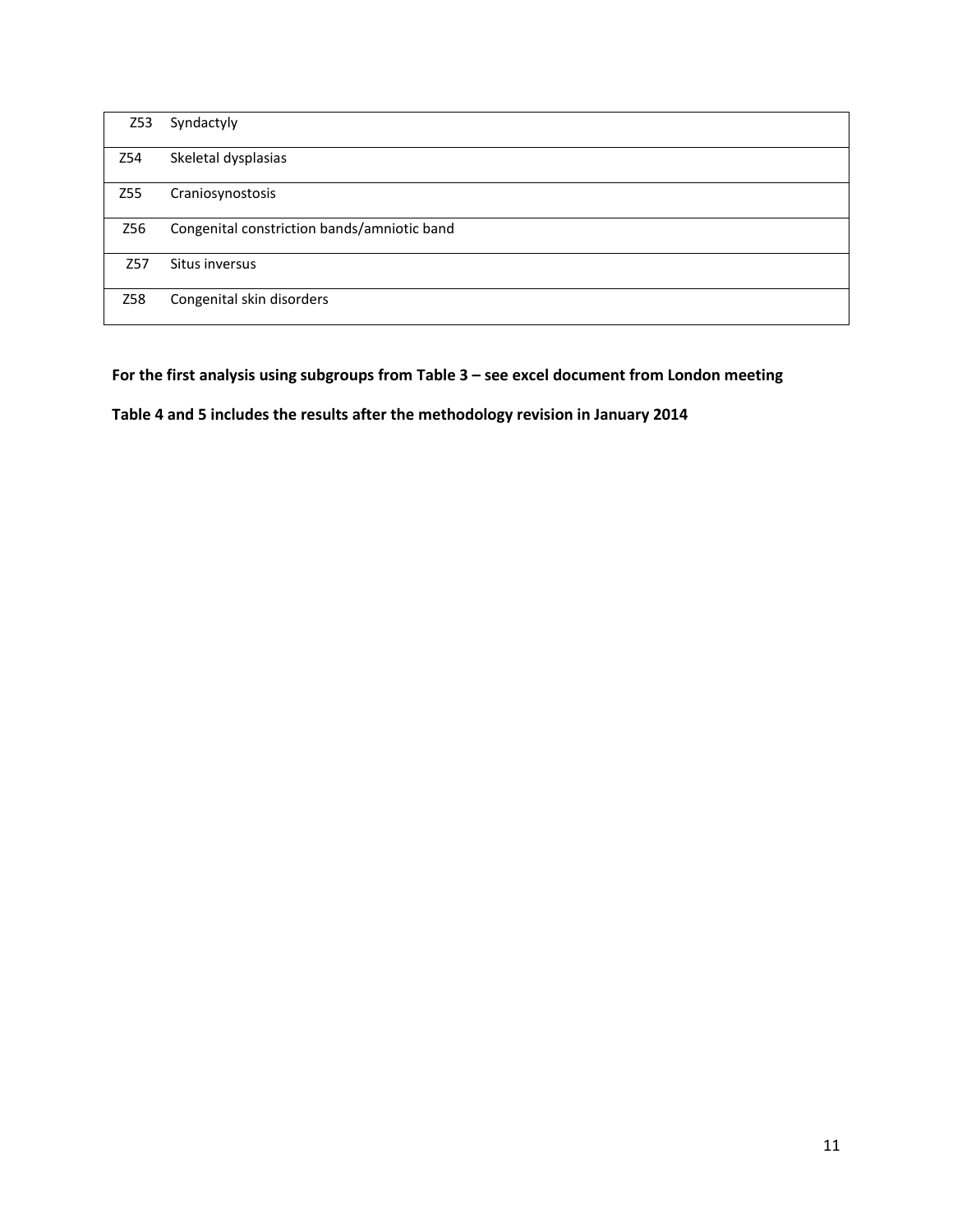| | |
|---|---|
| Z53 | Syndactyly |
| Z54 | Skeletal dysplasias |
| Z55 | Craniosynostosis |
| Z56 | Congenital constriction bands/amniotic band |
| Z57 | Situs inversus |
| Z58 | Congenital skin disorders |

**For the first analysis using subgroups from Table 3 – see excel document from London meeting**

**Table 4 and 5 includes the results after the methodology revision in January 2014**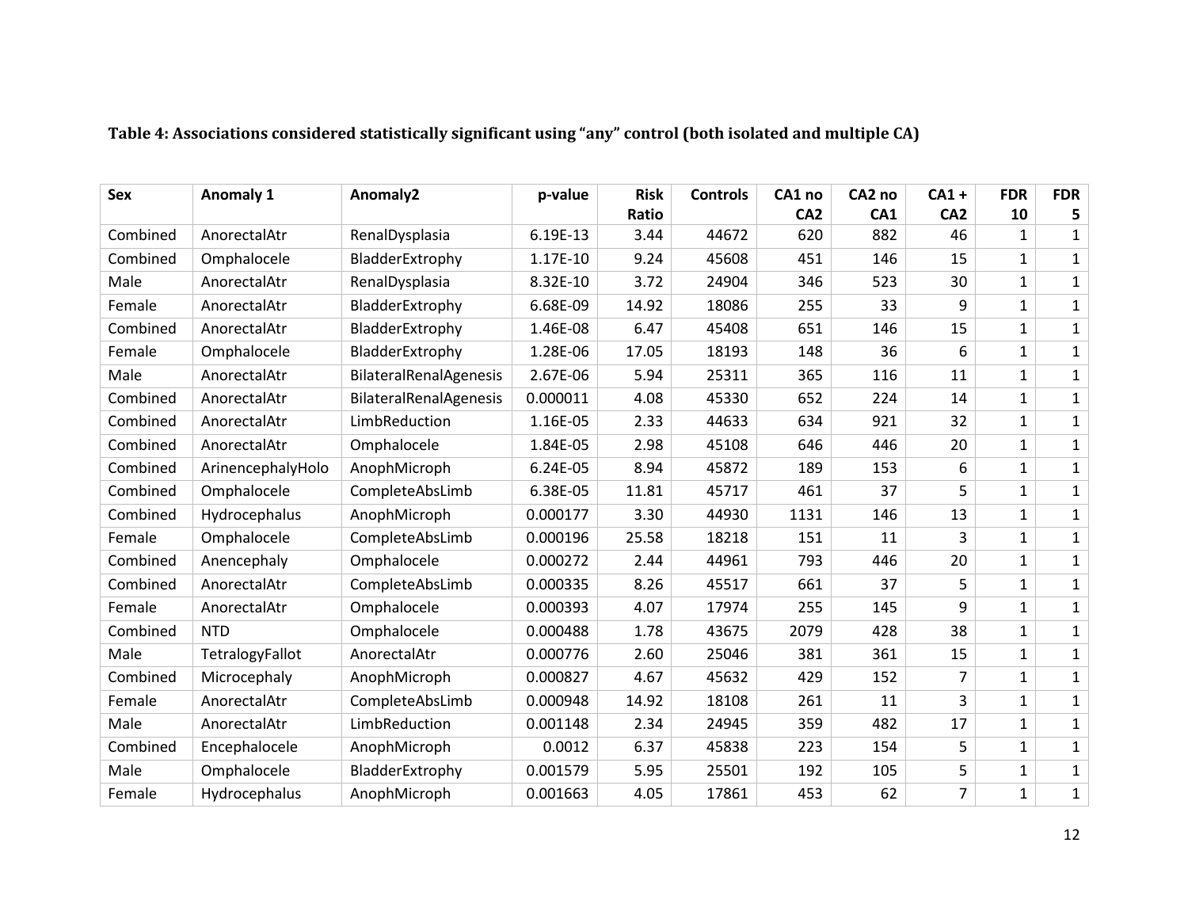**Table 4: Associations considered statistically significant using “any” control (both isolated and multiple CA)**

| Sex | Anomaly 1 | Anomaly2 | p-value | Risk Ratio | Controls | CA1 no CA2 | CA2 no CA1 | CA1 + CA2 | FDR 10 | FDR 5 |
|---|---|---|---|---|---|---|---|---|---|---|
| Combined | AnorectalAtr | RenalDysplasia | 6.19E-13 | 3.44 | 44672 | 620 | 882 | 46 | 1 | 1 |
| Combined | Omphalocele | BladderExtrophy | 1.17E-10 | 9.24 | 45608 | 451 | 146 | 15 | 1 | 1 |
| Male | AnorectalAtr | RenalDysplasia | 8.32E-10 | 3.72 | 24904 | 346 | 523 | 30 | 1 | 1 |
| Female | AnorectalAtr | BladderExtrophy | 6.68E-09 | 14.92 | 18086 | 255 | 33 | 9 | 1 | 1 |
| Combined | AnorectalAtr | BladderExtrophy | 1.46E-08 | 6.47 | 45408 | 651 | 146 | 15 | 1 | 1 |
| Female | Omphalocele | BladderExtrophy | 1.28E-06 | 17.05 | 18193 | 148 | 36 | 6 | 1 | 1 |
| Male | AnorectalAtr | BilateralRenalAgenesis | 2.67E-06 | 5.94 | 25311 | 365 | 116 | 11 | 1 | 1 |
| Combined | AnorectalAtr | BilateralRenalAgenesis | 0.000011 | 4.08 | 45330 | 652 | 224 | 14 | 1 | 1 |
| Combined | AnorectalAtr | LimbReduction | 1.16E-05 | 2.33 | 44633 | 634 | 921 | 32 | 1 | 1 |
| Combined | AnorectalAtr | Omphalocele | 1.84E-05 | 2.98 | 45108 | 646 | 446 | 20 | 1 | 1 |
| Combined | ArinencephalyHolo | AnophMicroph | 6.24E-05 | 8.94 | 45872 | 189 | 153 | 6 | 1 | 1 |
| Combined | Omphalocele | CompleteAbsLimb | 6.38E-05 | 11.81 | 45717 | 461 | 37 | 5 | 1 | 1 |
| Combined | Hydrocephalus | AnophMicroph | 0.000177 | 3.30 | 44930 | 1131 | 146 | 13 | 1 | 1 |
| Female | Omphalocele | CompleteAbsLimb | 0.000196 | 25.58 | 18218 | 151 | 11 | 3 | 1 | 1 |
| Combined | Anencephaly | Omphalocele | 0.000272 | 2.44 | 44961 | 793 | 446 | 20 | 1 | 1 |
| Combined | AnorectalAtr | CompleteAbsLimb | 0.000335 | 8.26 | 45517 | 661 | 37 | 5 | 1 | 1 |
| Female | AnorectalAtr | Omphalocele | 0.000393 | 4.07 | 17974 | 255 | 145 | 9 | 1 | 1 |
| Combined | NTD | Omphalocele | 0.000488 | 1.78 | 43675 | 2079 | 428 | 38 | 1 | 1 |
| Male | TetralogyFallot | AnorectalAtr | 0.000776 | 2.60 | 25046 | 381 | 361 | 15 | 1 | 1 |
| Combined | Microcephaly | AnophMicroph | 0.000827 | 4.67 | 45632 | 429 | 152 | 7 | 1 | 1 |
| Female | AnorectalAtr | CompleteAbsLimb | 0.000948 | 14.92 | 18108 | 261 | 11 | 3 | 1 | 1 |
| Male | AnorectalAtr | LimbReduction | 0.001148 | 2.34 | 24945 | 359 | 482 | 17 | 1 | 1 |
| Combined | Encephalocele | AnophMicroph | 0.0012 | 6.37 | 45838 | 223 | 154 | 5 | 1 | 1 |
| Male | Omphalocele | BladderExtrophy | 0.001579 | 5.95 | 25501 | 192 | 105 | 5 | 1 | 1 |
| Female | Hydrocephalus | AnophMicroph | 0.001663 | 4.05 | 17861 | 453 | 62 | 7 | 1 | 1 |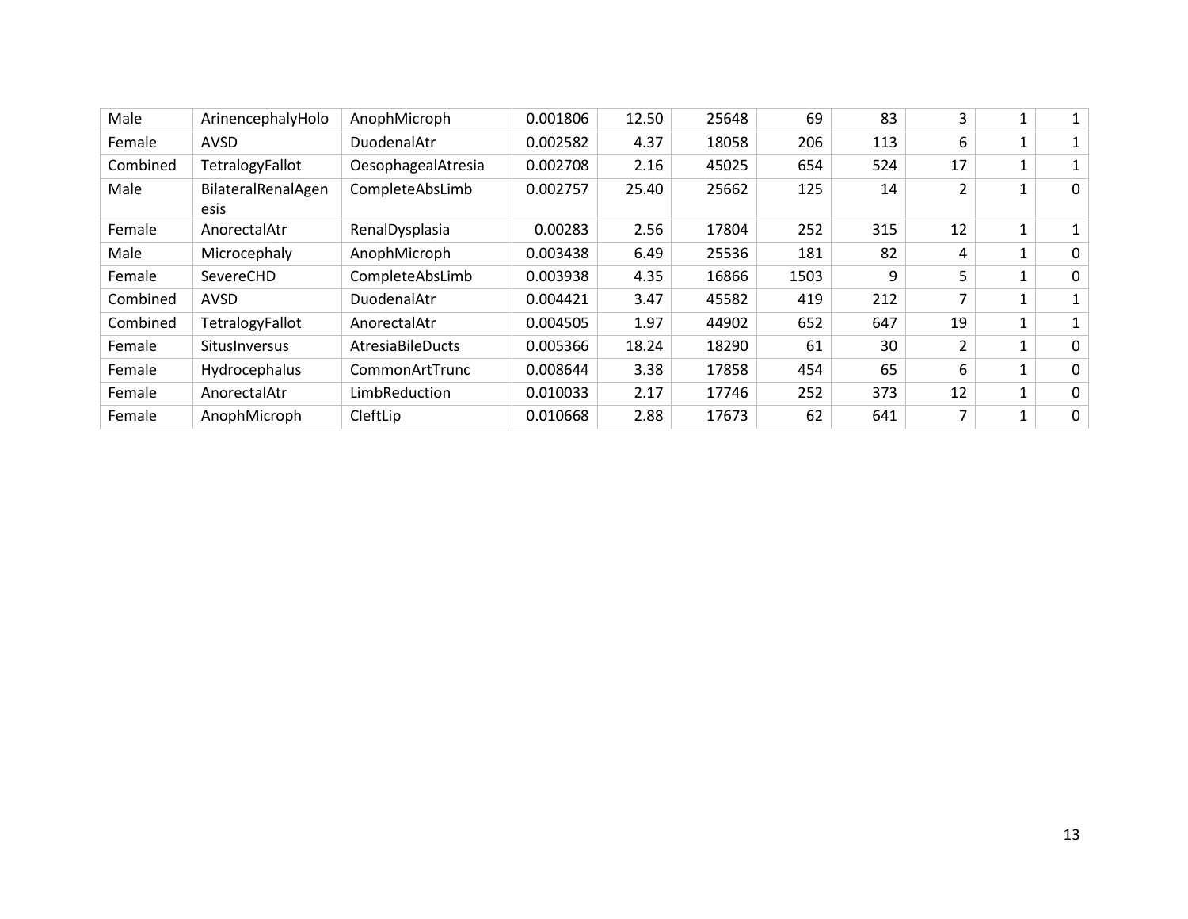| | | | | | | | | | | |
|---|---|---|---|---|---|---|---|---|---|---|
| Male | ArinencephalyHolo | AnophMicroph | 0.001806 | 12.50 | 25648 | 69 | 83 | 3 | 1 | 1 |
| Female | AVSD | DuodenalAtr | 0.002582 | 4.37 | 18058 | 206 | 113 | 6 | 1 | 1 |
| Combined | TetralogyFallot | OesophagealAtresia | 0.002708 | 2.16 | 45025 | 654 | 524 | 17 | 1 | 1 |
| Male | BilateralRenalAgenesis | CompleteAbsLimb | 0.002757 | 25.40 | 25662 | 125 | 14 | 2 | 1 | 0 |
| Female | AnorectalAtr | RenalDysplasia | 0.00283 | 2.56 | 17804 | 252 | 315 | 12 | 1 | 1 |
| Male | Microcephaly | AnophMicroph | 0.003438 | 6.49 | 25536 | 181 | 82 | 4 | 1 | 0 |
| Female | SevereCHD | CompleteAbsLimb | 0.003938 | 4.35 | 16866 | 1503 | 9 | 5 | 1 | 0 |
| Combined | AVSD | DuodenalAtr | 0.004421 | 3.47 | 45582 | 419 | 212 | 7 | 1 | 1 |
| Combined | TetralogyFallot | AnorectalAtr | 0.004505 | 1.97 | 44902 | 652 | 647 | 19 | 1 | 1 |
| Female | SitusInversus | AtresiaBileDucts | 0.005366 | 18.24 | 18290 | 61 | 30 | 2 | 1 | 0 |
| Female | Hydrocephalus | CommonArtTrunc | 0.008644 | 3.38 | 17858 | 454 | 65 | 6 | 1 | 0 |
| Female | AnorectalAtr | LimbReduction | 0.010033 | 2.17 | 17746 | 252 | 373 | 12 | 1 | 0 |
| Female | AnophMicroph | CleftLip | 0.010668 | 2.88 | 17673 | 62 | 641 | 7 | 1 | 0 |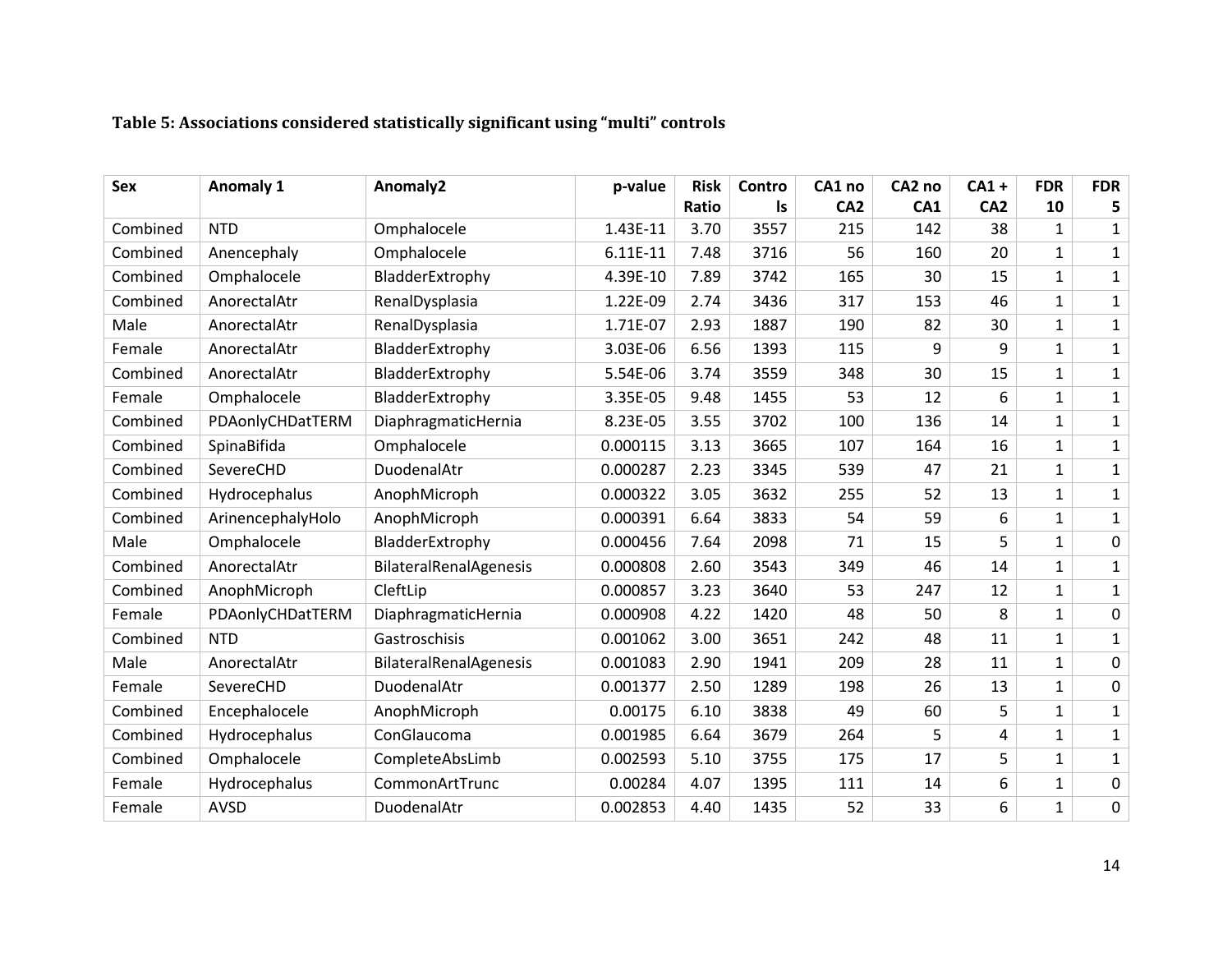**Table 5: Associations considered statistically significant using “multi” controls**

| Sex | Anomaly 1 | Anomaly2 | p-value | Risk Ratio | Controls | CA1 no CA2 | CA2 no CA1 | CA1 + CA2 | FDR 10 | FDR 5 |
|---|---|---|---|---|---|---|---|---|---|---|
| Combined | NTD | Omphalocele | 1.43E-11 | 3.70 | 3557 | 215 | 142 | 38 | 1 | 1 |
| Combined | Anencephaly | Omphalocele | 6.11E-11 | 7.48 | 3716 | 56 | 160 | 20 | 1 | 1 |
| Combined | Omphalocele | BladderExtrophy | 4.39E-10 | 7.89 | 3742 | 165 | 30 | 15 | 1 | 1 |
| Combined | AnorectalAtr | RenalDysplasia | 1.22E-09 | 2.74 | 3436 | 317 | 153 | 46 | 1 | 1 |
| Male | AnorectalAtr | RenalDysplasia | 1.71E-07 | 2.93 | 1887 | 190 | 82 | 30 | 1 | 1 |
| Female | AnorectalAtr | BladderExtrophy | 3.03E-06 | 6.56 | 1393 | 115 | 9 | 9 | 1 | 1 |
| Combined | AnorectalAtr | BladderExtrophy | 5.54E-06 | 3.74 | 3559 | 348 | 30 | 15 | 1 | 1 |
| Female | Omphalocele | BladderExtrophy | 3.35E-05 | 9.48 | 1455 | 53 | 12 | 6 | 1 | 1 |
| Combined | PDAonlyCHDatTERM | DiaphragmaticHernia | 8.23E-05 | 3.55 | 3702 | 100 | 136 | 14 | 1 | 1 |
| Combined | SpinaBifida | Omphalocele | 0.000115 | 3.13 | 3665 | 107 | 164 | 16 | 1 | 1 |
| Combined | SevereCHD | DuodenalAtr | 0.000287 | 2.23 | 3345 | 539 | 47 | 21 | 1 | 1 |
| Combined | Hydrocephalus | AnophMicroph | 0.000322 | 3.05 | 3632 | 255 | 52 | 13 | 1 | 1 |
| Combined | ArinencephalyHolo | AnophMicroph | 0.000391 | 6.64 | 3833 | 54 | 59 | 6 | 1 | 1 |
| Male | Omphalocele | BladderExtrophy | 0.000456 | 7.64 | 2098 | 71 | 15 | 5 | 1 | 0 |
| Combined | AnorectalAtr | BilateralRenalAgenesis | 0.000808 | 2.60 | 3543 | 349 | 46 | 14 | 1 | 1 |
| Combined | AnophMicroph | CleftLip | 0.000857 | 3.23 | 3640 | 53 | 247 | 12 | 1 | 1 |
| Female | PDAonlyCHDatTERM | DiaphragmaticHernia | 0.000908 | 4.22 | 1420 | 48 | 50 | 8 | 1 | 0 |
| Combined | NTD | Gastroschisis | 0.001062 | 3.00 | 3651 | 242 | 48 | 11 | 1 | 1 |
| Male | AnorectalAtr | BilateralRenalAgenesis | 0.001083 | 2.90 | 1941 | 209 | 28 | 11 | 1 | 0 |
| Female | SevereCHD | DuodenalAtr | 0.001377 | 2.50 | 1289 | 198 | 26 | 13 | 1 | 0 |
| Combined | Encephalocele | AnophMicroph | 0.00175 | 6.10 | 3838 | 49 | 60 | 5 | 1 | 1 |
| Combined | Hydrocephalus | ConGlaucoma | 0.001985 | 6.64 | 3679 | 264 | 5 | 4 | 1 | 1 |
| Combined | Omphalocele | CompleteAbsLimb | 0.002593 | 5.10 | 3755 | 175 | 17 | 5 | 1 | 1 |
| Female | Hydrocephalus | CommonArtTrunc | 0.00284 | 4.07 | 1395 | 111 | 14 | 6 | 1 | 0 |
| Female | AVSD | DuodenalAtr | 0.002853 | 4.40 | 1435 | 52 | 33 | 6 | 1 | 0 |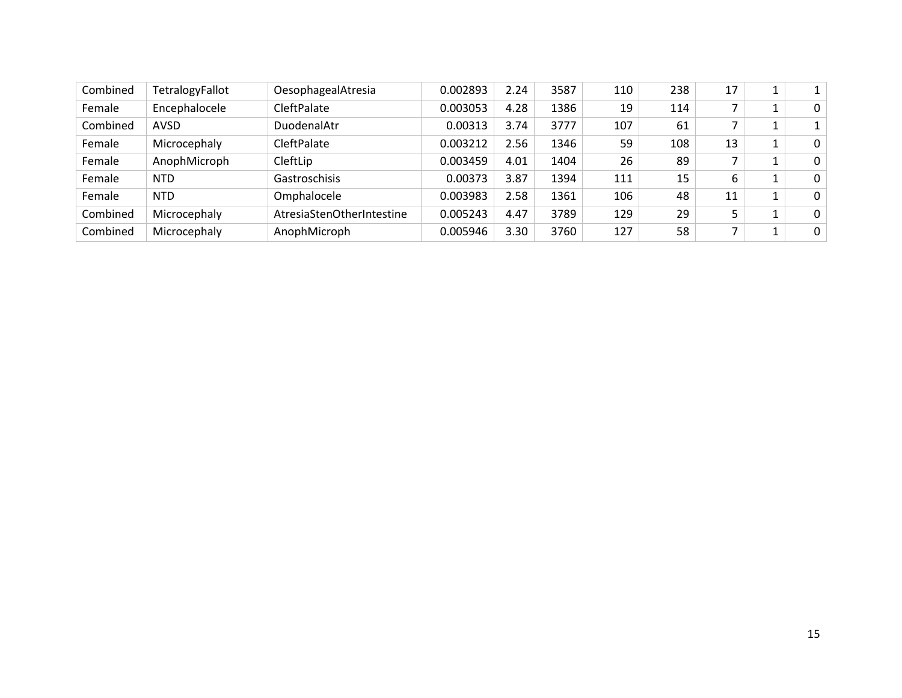| | | | | | | | | | | |
|---|---|---|---|---|---|---|---|---|---|---|
| Combined | TetralogyFallot | OesophagealAtresia | 0.002893 | 2.24 | 3587 | 110 | 238 | 17 | 1 | 1 |
| Female | Encephalocele | CleftPalate | 0.003053 | 4.28 | 1386 | 19 | 114 | 7 | 1 | 0 |
| Combined | AVSD | DuodenalAtr | 0.00313 | 3.74 | 3777 | 107 | 61 | 7 | 1 | 1 |
| Female | Microcephaly | CleftPalate | 0.003212 | 2.56 | 1346 | 59 | 108 | 13 | 1 | 0 |
| Female | AnophMicroph | CleftLip | 0.003459 | 4.01 | 1404 | 26 | 89 | 7 | 1 | 0 |
| Female | NTD | Gastroschisis | 0.00373 | 3.87 | 1394 | 111 | 15 | 6 | 1 | 0 |
| Female | NTD | Omphalocele | 0.003983 | 2.58 | 1361 | 106 | 48 | 11 | 1 | 0 |
| Combined | Microcephaly | AtresiaStenOtherIntestine | 0.005243 | 4.47 | 3789 | 129 | 29 | 5 | 1 | 0 |
| Combined | Microcephaly | AnophMicroph | 0.005946 | 3.30 | 3760 | 127 | 58 | 7 | 1 | 0 |